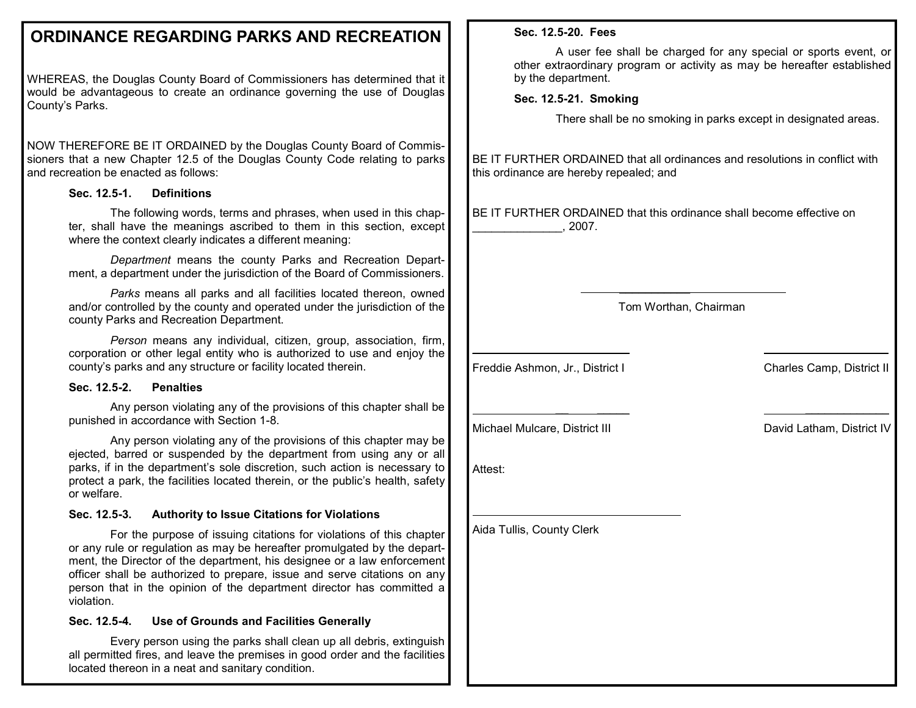# ORDINANCE REGARDING PARKS AND RECREATION

WHEREAS, the Douglas County Board of Commissioners has determined that it would be advantageous to create an ordinance governing the use of Douglas County's Parks.

NOW THEREFORE BE IT ORDAINED by the Douglas County Board of Commissioners that a new Chapter 12.5 of the Douglas County Code relating to parks and recreation be enacted as follows:

**Sec. 12.5-1. Definitions**

The following words, terms and phrases, when used in this chapter, shall have the meanings ascribed to them in this section, except where the context clearly indicates a different meaning:

*Department* means the county Parks and Recreation Department, a department under the jurisdiction of the Board of Commissioners.

*Parks* means all parks and all facilities located thereon, owned and/or controlled by the county and operated under the jurisdiction of the county Parks and Recreation Department.

*Person* means any individual, citizen, group, association, firm, corporation or other legal entity who is authorized to use and enjoy the county's parks and any structure or facility located therein.

**Sec. 12.5-2. Penalties**

Any person violating any of the provisions of this chapter shall be punished in accordance with Section 1-8.

Any person violating any of the provisions of this chapter may be ejected, barred or suspended by the department from using any or all parks, if in the department's sole discretion, such action is necessary to protect a park, the facilities located therein, or the public's health, safety or welfare.

**Sec. 12.5-3. Authority to Issue Citations for Violations**

For the purpose of issuing citations for violations of this chapter or any rule or regulation as may be hereafter promulgated by the department, the Director of the department, his designee or a law enforcement officer shall be authorized to prepare, issue and serve citations on any person that in the opinion of the department director has committed a violation.

**Sec. 12.5-4. Use of Grounds and Facilities Generally**

Every person using the parks shall clean up all debris, extinguish all permitted fires, and leave the premises in good order and the facilities located thereon in a neat and sanitary condition.

**Sec. 12.5-20. Fees**

A user fee shall be charged for any special or sports event, or other extraordinary program or activity as may be hereafter established by the department.

**Sec. 12.5-21. Smoking**

There shall be no smoking in parks except in designated areas.

BE IT FURTHER ORDAINED that all ordinances and resolutions in conflict with this ordinance are hereby repealed; and

BE IT FURTHER ORDAINED that this ordinance shall become effective on _____________, 2007.

______________________________
Tom Worthan, Chairman

______________________________
Freddie Ashmon, Jr., District I

______________________________
Charles Camp, District II

______________________________
Michael Mulcare, District III

______________________________
David Latham, District IV

Attest:

______________________________
Aida Tullis, County Clerk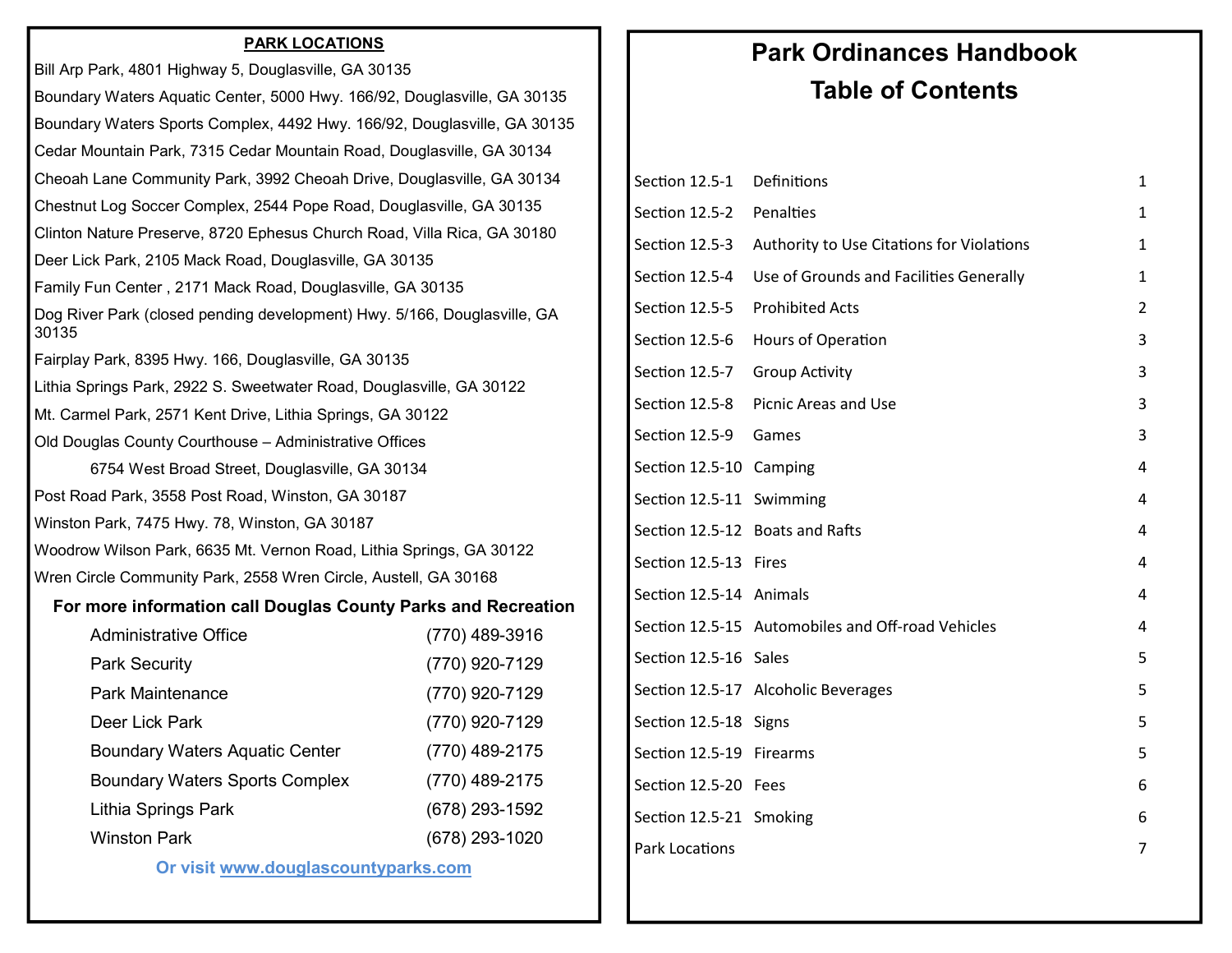## PARK LOCATIONS

Bill Arp Park, 4801 Highway 5, Douglasville, GA 30135

Boundary Waters Aquatic Center, 5000 Hwy. 166/92, Douglasville, GA 30135

Boundary Waters Sports Complex, 4492 Hwy. 166/92, Douglasville, GA 30135

Cedar Mountain Park, 7315 Cedar Mountain Road, Douglasville, GA 30134

Cheoah Lane Community Park, 3992 Cheoah Drive, Douglasville, GA 30134

Chestnut Log Soccer Complex, 2544 Pope Road, Douglasville, GA 30135

Clinton Nature Preserve, 8720 Ephesus Church Road, Villa Rica, GA 30180

Deer Lick Park, 2105 Mack Road, Douglasville, GA 30135

Family Fun Center , 2171 Mack Road, Douglasville, GA 30135

Dog River Park (closed pending development) Hwy. 5/166, Douglasville, GA 30135

Fairplay Park, 8395 Hwy. 166, Douglasville, GA 30135

Lithia Springs Park, 2922 S. Sweetwater Road, Douglasville, GA 30122

Mt. Carmel Park, 2571 Kent Drive, Lithia Springs, GA 30122

Old Douglas County Courthouse – Administrative Offices
6754 West Broad Street, Douglasville, GA 30134

Post Road Park, 3558 Post Road, Winston, GA 30187

Winston Park, 7475 Hwy. 78, Winston, GA 30187

Woodrow Wilson Park, 6635 Mt. Vernon Road, Lithia Springs, GA 30122

Wren Circle Community Park, 2558 Wren Circle, Austell, GA 30168

**For more information call Douglas County Parks and Recreation**

| | |
|---|---|
| Administrative Office | (770) 489-3916 |
| Park Security | (770) 920-7129 |
| Park Maintenance | (770) 920-7129 |
| Deer Lick Park | (770) 920-7129 |
| Boundary Waters Aquatic Center | (770) 489-2175 |
| Boundary Waters Sports Complex | (770) 489-2175 |
| Lithia Springs Park | (678) 293-1592 |
| Winston Park | (678) 293-1020 |

**Or visit www.douglascountyparks.com**

# Park Ordinances Handbook
# Table of Contents

| Section | Title | Page |
|---|---|---|
| Section 12.5-1 | Definitions | 1 |
| Section 12.5-2 | Penalties | 1 |
| Section 12.5-3 | Authority to Use Citations for Violations | 1 |
| Section 12.5-4 | Use of Grounds and Facilities Generally | 1 |
| Section 12.5-5 | Prohibited Acts | 2 |
| Section 12.5-6 | Hours of Operation | 3 |
| Section 12.5-7 | Group Activity | 3 |
| Section 12.5-8 | Picnic Areas and Use | 3 |
| Section 12.5-9 | Games | 3 |
| Section 12.5-10 | Camping | 4 |
| Section 12.5-11 | Swimming | 4 |
| Section 12.5-12 | Boats and Rafts | 4 |
| Section 12.5-13 | Fires | 4 |
| Section 12.5-14 | Animals | 4 |
| Section 12.5-15 | Automobiles and Off-road Vehicles | 4 |
| Section 12.5-16 | Sales | 5 |
| Section 12.5-17 | Alcoholic Beverages | 5 |
| Section 12.5-18 | Signs | 5 |
| Section 12.5-19 | Firearms | 5 |
| Section 12.5-20 | Fees | 6 |
| Section 12.5-21 | Smoking | 6 |
| Park Locations | | 7 |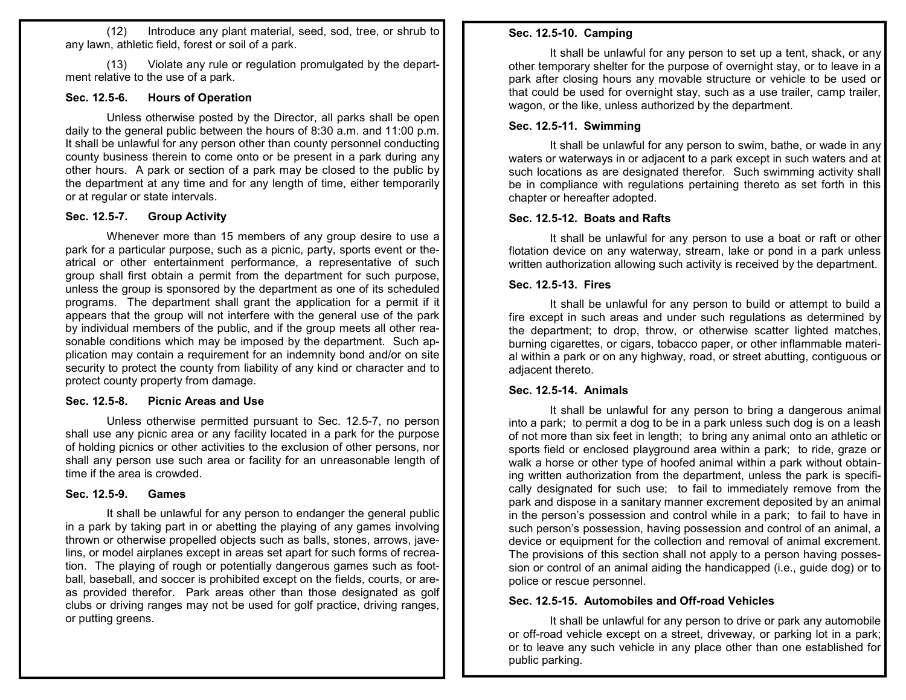(12) Introduce any plant material, seed, sod, tree, or shrub to any lawn, athletic field, forest or soil of a park.

(13) Violate any rule or regulation promulgated by the department relative to the use of a park.

**Sec. 12.5-6. Hours of Operation**

Unless otherwise posted by the Director, all parks shall be open daily to the general public between the hours of 8:30 a.m. and 11:00 p.m. It shall be unlawful for any person other than county personnel conducting county business therein to come onto or be present in a park during any other hours. A park or section of a park may be closed to the public by the department at any time and for any length of time, either temporarily or at regular or state intervals.

**Sec. 12.5-7. Group Activity**

Whenever more than 15 members of any group desire to use a park for a particular purpose, such as a picnic, party, sports event or theatrical or other entertainment performance, a representative of such group shall first obtain a permit from the department for such purpose, unless the group is sponsored by the department as one of its scheduled programs. The department shall grant the application for a permit if it appears that the group will not interfere with the general use of the park by individual members of the public, and if the group meets all other reasonable conditions which may be imposed by the department. Such application may contain a requirement for an indemnity bond and/or on site security to protect the county from liability of any kind or character and to protect county property from damage.

**Sec. 12.5-8. Picnic Areas and Use**

Unless otherwise permitted pursuant to Sec. 12.5-7, no person shall use any picnic area or any facility located in a park for the purpose of holding picnics or other activities to the exclusion of other persons, nor shall any person use such area or facility for an unreasonable length of time if the area is crowded.

**Sec. 12.5-9. Games**

It shall be unlawful for any person to endanger the general public in a park by taking part in or abetting the playing of any games involving thrown or otherwise propelled objects such as balls, stones, arrows, javelins, or model airplanes except in areas set apart for such forms of recreation. The playing of rough or potentially dangerous games such as football, baseball, and soccer is prohibited except on the fields, courts, or areas provided therefor. Park areas other than those designated as golf clubs or driving ranges may not be used for golf practice, driving ranges, or putting greens.

**Sec. 12.5-10. Camping**

It shall be unlawful for any person to set up a tent, shack, or any other temporary shelter for the purpose of overnight stay, or to leave in a park after closing hours any movable structure or vehicle to be used or that could be used for overnight stay, such as a use trailer, camp trailer, wagon, or the like, unless authorized by the department.

**Sec. 12.5-11. Swimming**

It shall be unlawful for any person to swim, bathe, or wade in any waters or waterways in or adjacent to a park except in such waters and at such locations as are designated therefor. Such swimming activity shall be in compliance with regulations pertaining thereto as set forth in this chapter or hereafter adopted.

**Sec. 12.5-12. Boats and Rafts**

It shall be unlawful for any person to use a boat or raft or other flotation device on any waterway, stream, lake or pond in a park unless written authorization allowing such activity is received by the department.

**Sec. 12.5-13. Fires**

It shall be unlawful for any person to build or attempt to build a fire except in such areas and under such regulations as determined by the department; to drop, throw, or otherwise scatter lighted matches, burning cigarettes, or cigars, tobacco paper, or other inflammable material within a park or on any highway, road, or street abutting, contiguous or adjacent thereto.

**Sec. 12.5-14. Animals**

It shall be unlawful for any person to bring a dangerous animal into a park; to permit a dog to be in a park unless such dog is on a leash of not more than six feet in length; to bring any animal onto an athletic or sports field or enclosed playground area within a park; to ride, graze or walk a horse or other type of hoofed animal within a park without obtaining written authorization from the department, unless the park is specifically designated for such use; to fail to immediately remove from the park and dispose in a sanitary manner excrement deposited by an animal in the person's possession and control while in a park; to fail to have in such person's possession, having possession and control of an animal, a device or equipment for the collection and removal of animal excrement. The provisions of this section shall not apply to a person having possession or control of an animal aiding the handicapped (i.e., guide dog) or to police or rescue personnel.

**Sec. 12.5-15. Automobiles and Off-road Vehicles**

It shall be unlawful for any person to drive or park any automobile or off-road vehicle except on a street, driveway, or parking lot in a park; or to leave any such vehicle in any place other than one established for public parking.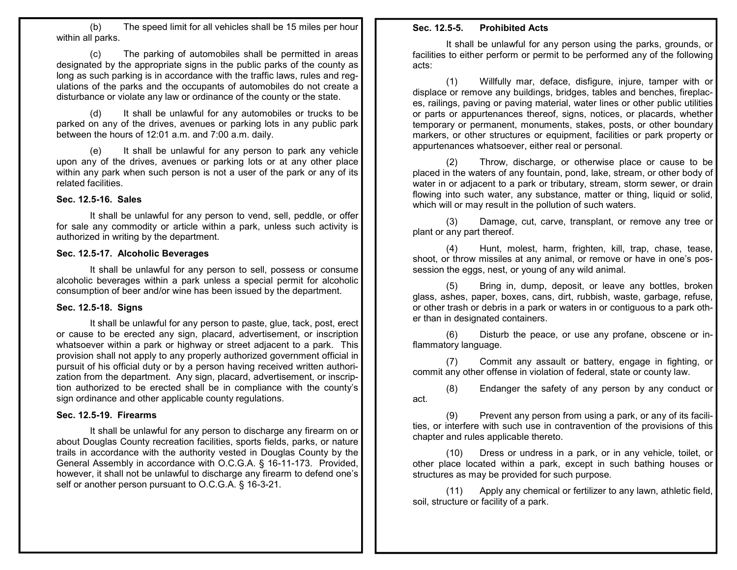(b) The speed limit for all vehicles shall be 15 miles per hour within all parks.

(c) The parking of automobiles shall be permitted in areas designated by the appropriate signs in the public parks of the county as long as such parking is in accordance with the traffic laws, rules and regulations of the parks and the occupants of automobiles do not create a disturbance or violate any law or ordinance of the county or the state.

(d) It shall be unlawful for any automobiles or trucks to be parked on any of the drives, avenues or parking lots in any public park between the hours of 12:01 a.m. and 7:00 a.m. daily.

(e) It shall be unlawful for any person to park any vehicle upon any of the drives, avenues or parking lots or at any other place within any park when such person is not a user of the park or any of its related facilities.

**Sec. 12.5-16. Sales**

It shall be unlawful for any person to vend, sell, peddle, or offer for sale any commodity or article within a park, unless such activity is authorized in writing by the department.

**Sec. 12.5-17. Alcoholic Beverages**

It shall be unlawful for any person to sell, possess or consume alcoholic beverages within a park unless a special permit for alcoholic consumption of beer and/or wine has been issued by the department.

**Sec. 12.5-18. Signs**

It shall be unlawful for any person to paste, glue, tack, post, erect or cause to be erected any sign, placard, advertisement, or inscription whatsoever within a park or highway or street adjacent to a park. This provision shall not apply to any properly authorized government official in pursuit of his official duty or by a person having received written authorization from the department. Any sign, placard, advertisement, or inscription authorized to be erected shall be in compliance with the county's sign ordinance and other applicable county regulations.

**Sec. 12.5-19. Firearms**

It shall be unlawful for any person to discharge any firearm on or about Douglas County recreation facilities, sports fields, parks, or nature trails in accordance with the authority vested in Douglas County by the General Assembly in accordance with O.C.G.A. § 16-11-173. Provided, however, it shall not be unlawful to discharge any firearm to defend one's self or another person pursuant to O.C.G.A. § 16-3-21.

**Sec. 12.5-5. Prohibited Acts**

It shall be unlawful for any person using the parks, grounds, or facilities to either perform or permit to be performed any of the following acts:

(1) Willfully mar, deface, disfigure, injure, tamper with or displace or remove any buildings, bridges, tables and benches, fireplaces, railings, paving or paving material, water lines or other public utilities or parts or appurtenances thereof, signs, notices, or placards, whether temporary or permanent, monuments, stakes, posts, or other boundary markers, or other structures or equipment, facilities or park property or appurtenances whatsoever, either real or personal.

(2) Throw, discharge, or otherwise place or cause to be placed in the waters of any fountain, pond, lake, stream, or other body of water in or adjacent to a park or tributary, stream, storm sewer, or drain flowing into such water, any substance, matter or thing, liquid or solid, which will or may result in the pollution of such waters.

(3) Damage, cut, carve, transplant, or remove any tree or plant or any part thereof.

(4) Hunt, molest, harm, frighten, kill, trap, chase, tease, shoot, or throw missiles at any animal, or remove or have in one's possession the eggs, nest, or young of any wild animal.

(5) Bring in, dump, deposit, or leave any bottles, broken glass, ashes, paper, boxes, cans, dirt, rubbish, waste, garbage, refuse, or other trash or debris in a park or waters in or contiguous to a park other than in designated containers.

(6) Disturb the peace, or use any profane, obscene or inflammatory language.

(7) Commit any assault or battery, engage in fighting, or commit any other offense in violation of federal, state or county law.

(8) Endanger the safety of any person by any conduct or act.

(9) Prevent any person from using a park, or any of its facilities, or interfere with such use in contravention of the provisions of this chapter and rules applicable thereto.

(10) Dress or undress in a park, or in any vehicle, toilet, or other place located within a park, except in such bathing houses or structures as may be provided for such purpose.

(11) Apply any chemical or fertilizer to any lawn, athletic field, soil, structure or facility of a park.